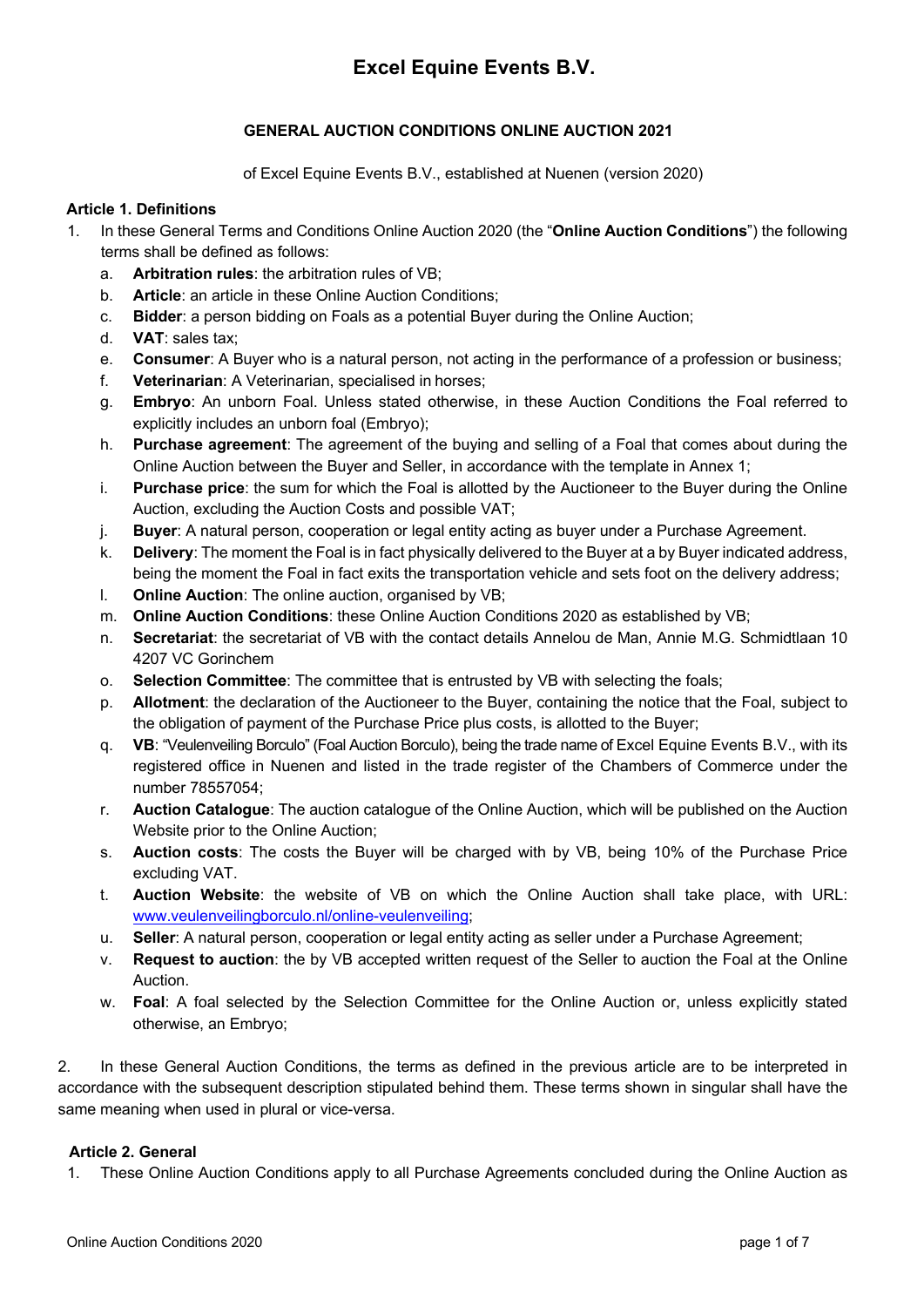# Excel Equine Events B.V.

**GENERAL AUCTION CONDITIONS ONLINE AUCTION 2021**

of Excel Equine Events B.V., established at Nuenen (version 2020)

**Article 1. Definitions**

1. In these General Terms and Conditions Online Auction 2020 (the "**Online Auction Conditions**") the following terms shall be defined as follows:
   a. **Arbitration rules**: the arbitration rules of VB;
   b. **Article**: an article in these Online Auction Conditions;
   c. **Bidder**: a person bidding on Foals as a potential Buyer during the Online Auction;
   d. **VAT**: sales tax;
   e. **Consumer**: A Buyer who is a natural person, not acting in the performance of a profession or business;
   f. **Veterinarian**: A Veterinarian, specialised in horses;
   g. **Embryo**: An unborn Foal. Unless stated otherwise, in these Auction Conditions the Foal referred to explicitly includes an unborn foal (Embryo);
   h. **Purchase agreement**: The agreement of the buying and selling of a Foal that comes about during the Online Auction between the Buyer and Seller, in accordance with the template in Annex 1;
   i. **Purchase price**: the sum for which the Foal is allotted by the Auctioneer to the Buyer during the Online Auction, excluding the Auction Costs and possible VAT;
   j. **Buyer**: A natural person, cooperation or legal entity acting as buyer under a Purchase Agreement.
   k. **Delivery**: The moment the Foal is in fact physically delivered to the Buyer at a by Buyer indicated address, being the moment the Foal in fact exits the transportation vehicle and sets foot on the delivery address;
   l. **Online Auction**: The online auction, organised by VB;
   m. **Online Auction Conditions**: these Online Auction Conditions 2020 as established by VB;
   n. **Secretariat**: the secretariat of VB with the contact details Annelou de Man, Annie M.G. Schmidtlaan 10 4207 VC Gorinchem
   o. **Selection Committee**: The committee that is entrusted by VB with selecting the foals;
   p. **Allotment**: the declaration of the Auctioneer to the Buyer, containing the notice that the Foal, subject to the obligation of payment of the Purchase Price plus costs, is allotted to the Buyer;
   q. **VB**: "Veulenveiling Borculo" (Foal Auction Borculo), being the trade name of Excel Equine Events B.V., with its registered office in Nuenen and listed in the trade register of the Chambers of Commerce under the number 78557054;
   r. **Auction Catalogue**: The auction catalogue of the Online Auction, which will be published on the Auction Website prior to the Online Auction;
   s. **Auction costs**: The costs the Buyer will be charged with by VB, being 10% of the Purchase Price excluding VAT.
   t. **Auction Website**: the website of VB on which the Online Auction shall take place, with URL: www.veulenveilingborculo.nl/online-veulenveiling;
   u. **Seller**: A natural person, cooperation or legal entity acting as seller under a Purchase Agreement;
   v. **Request to auction**: the by VB accepted written request of the Seller to auction the Foal at the Online Auction.
   w. **Foal**: A foal selected by the Selection Committee for the Online Auction or, unless explicitly stated otherwise, an Embryo;

2. In these General Auction Conditions, the terms as defined in the previous article are to be interpreted in accordance with the subsequent description stipulated behind them. These terms shown in singular shall have the same meaning when used in plural or vice-versa.

**Article 2. General**

1. These Online Auction Conditions apply to all Purchase Agreements concluded during the Online Auction as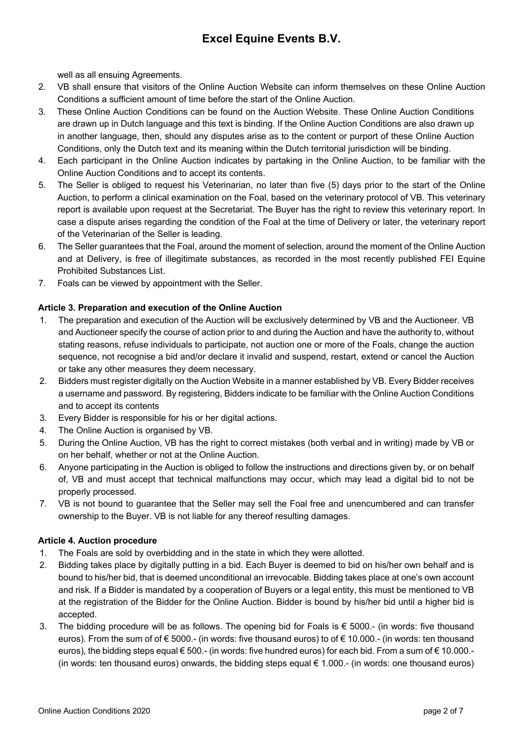well as all ensuing Agreements.

2. VB shall ensure that visitors of the Online Auction Website can inform themselves on these Online Auction Conditions a sufficient amount of time before the start of the Online Auction.
3. These Online Auction Conditions can be found on the Auction Website. These Online Auction Conditions are drawn up in Dutch language and this text is binding. If the Online Auction Conditions are also drawn up in another language, then, should any disputes arise as to the content or purport of these Online Auction Conditions, only the Dutch text and its meaning within the Dutch territorial jurisdiction will be binding.
4. Each participant in the Online Auction indicates by partaking in the Online Auction, to be familiar with the Online Auction Conditions and to accept its contents.
5. The Seller is obliged to request his Veterinarian, no later than five (5) days prior to the start of the Online Auction, to perform a clinical examination on the Foal, based on the veterinary protocol of VB. This veterinary report is available upon request at the Secretariat. The Buyer has the right to review this veterinary report. In case a dispute arises regarding the condition of the Foal at the time of Delivery or later, the veterinary report of the Veterinarian of the Seller is leading.
6. The Seller guarantees that the Foal, around the moment of selection, around the moment of the Online Auction and at Delivery, is free of illegitimate substances, as recorded in the most recently published FEI Equine Prohibited Substances List.
7. Foals can be viewed by appointment with the Seller.

**Article 3. Preparation and execution of the Online Auction**

1. The preparation and execution of the Auction will be exclusively determined by VB and the Auctioneer. VB and Auctioneer specify the course of action prior to and during the Auction and have the authority to, without stating reasons, refuse individuals to participate, not auction one or more of the Foals, change the auction sequence, not recognise a bid and/or declare it invalid and suspend, restart, extend or cancel the Auction or take any other measures they deem necessary.
2. Bidders must register digitally on the Auction Website in a manner established by VB. Every Bidder receives a username and password. By registering, Bidders indicate to be familiar with the Online Auction Conditions and to accept its contents
3. Every Bidder is responsible for his or her digital actions.
4. The Online Auction is organised by VB.
5. During the Online Auction, VB has the right to correct mistakes (both verbal and in writing) made by VB or on her behalf, whether or not at the Online Auction.
6. Anyone participating in the Auction is obliged to follow the instructions and directions given by, or on behalf of, VB and must accept that technical malfunctions may occur, which may lead a digital bid to not be properly processed.
7. VB is not bound to guarantee that the Seller may sell the Foal free and unencumbered and can transfer ownership to the Buyer. VB is not liable for any thereof resulting damages.

**Article 4. Auction procedure**

1. The Foals are sold by overbidding and in the state in which they were allotted.
2. Bidding takes place by digitally putting in a bid. Each Buyer is deemed to bid on his/her own behalf and is bound to his/her bid, that is deemed unconditional an irrevocable. Bidding takes place at one's own account and risk. If a Bidder is mandated by a cooperation of Buyers or a legal entity, this must be mentioned to VB at the registration of the Bidder for the Online Auction. Bidder is bound by his/her bid until a higher bid is accepted.
3. The bidding procedure will be as follows. The opening bid for Foals is € 5000.- (in words: five thousand euros). From the sum of of € 5000.- (in words: five thousand euros) to of € 10.000.- (in words: ten thousand euros), the bidding steps equal € 500.- (in words: five hundred euros) for each bid. From a sum of € 10.000.- (in words: ten thousand euros) onwards, the bidding steps equal € 1.000.- (in words: one thousand euros)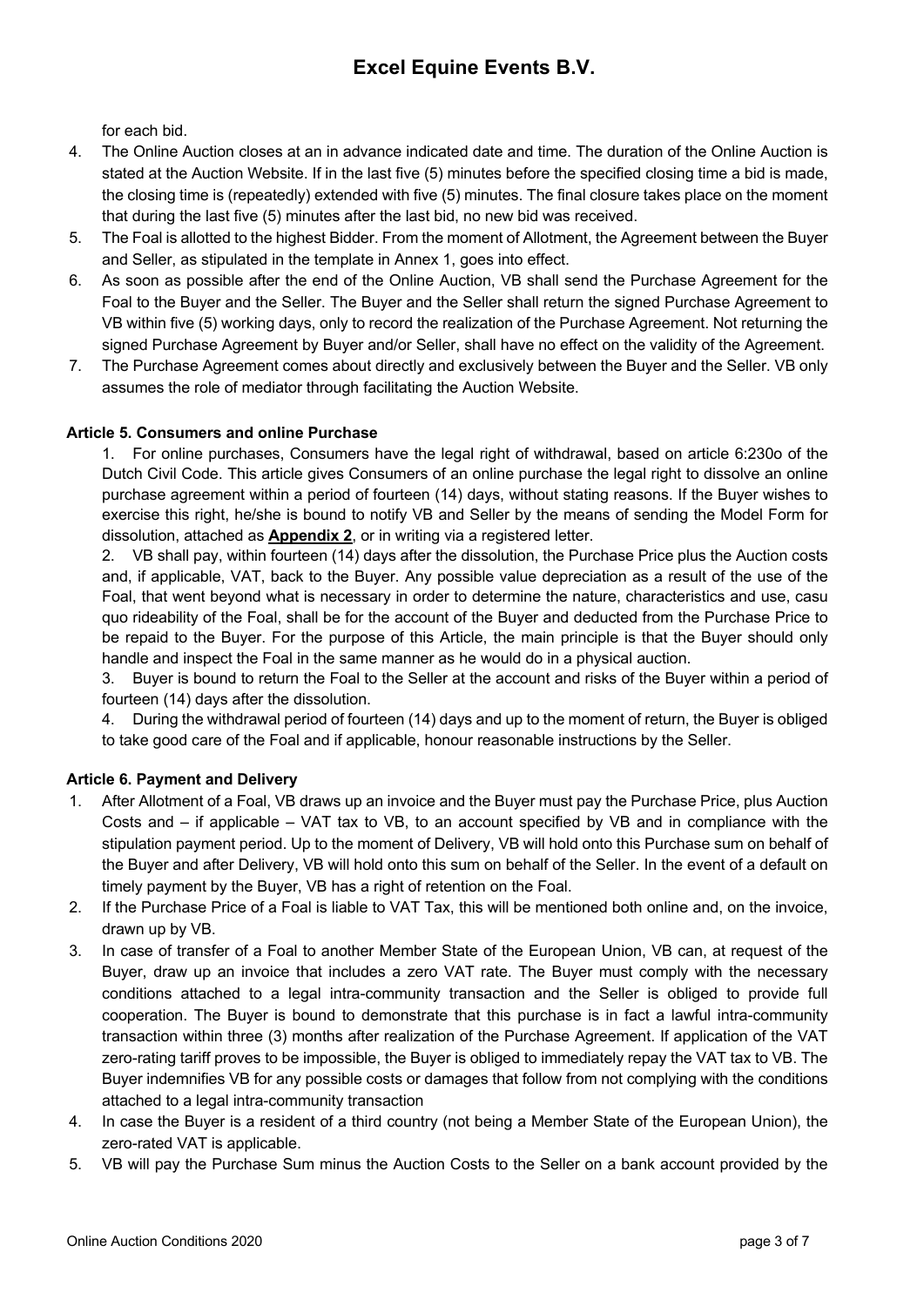for each bid.

4. The Online Auction closes at an in advance indicated date and time. The duration of the Online Auction is stated at the Auction Website. If in the last five (5) minutes before the specified closing time a bid is made, the closing time is (repeatedly) extended with five (5) minutes. The final closure takes place on the moment that during the last five (5) minutes after the last bid, no new bid was received.
5. The Foal is allotted to the highest Bidder. From the moment of Allotment, the Agreement between the Buyer and Seller, as stipulated in the template in Annex 1, goes into effect.
6. As soon as possible after the end of the Online Auction, VB shall send the Purchase Agreement for the Foal to the Buyer and the Seller. The Buyer and the Seller shall return the signed Purchase Agreement to VB within five (5) working days, only to record the realization of the Purchase Agreement. Not returning the signed Purchase Agreement by Buyer and/or Seller, shall have no effect on the validity of the Agreement.
7. The Purchase Agreement comes about directly and exclusively between the Buyer and the Seller. VB only assumes the role of mediator through facilitating the Auction Website.

**Article 5. Consumers and online Purchase**

1. For online purchases, Consumers have the legal right of withdrawal, based on article 6:230o of the Dutch Civil Code. This article gives Consumers of an online purchase the legal right to dissolve an online purchase agreement within a period of fourteen (14) days, without stating reasons. If the Buyer wishes to exercise this right, he/she is bound to notify VB and Seller by the means of sending the Model Form for dissolution, attached as **Appendix 2**, or in writing via a registered letter.
2. VB shall pay, within fourteen (14) days after the dissolution, the Purchase Price plus the Auction costs and, if applicable, VAT, back to the Buyer. Any possible value depreciation as a result of the use of the Foal, that went beyond what is necessary in order to determine the nature, characteristics and use, casu quo rideability of the Foal, shall be for the account of the Buyer and deducted from the Purchase Price to be repaid to the Buyer. For the purpose of this Article, the main principle is that the Buyer should only handle and inspect the Foal in the same manner as he would do in a physical auction.
3. Buyer is bound to return the Foal to the Seller at the account and risks of the Buyer within a period of fourteen (14) days after the dissolution.
4. During the withdrawal period of fourteen (14) days and up to the moment of return, the Buyer is obliged to take good care of the Foal and if applicable, honour reasonable instructions by the Seller.

**Article 6. Payment and Delivery**

1. After Allotment of a Foal, VB draws up an invoice and the Buyer must pay the Purchase Price, plus Auction Costs and – if applicable – VAT tax to VB, to an account specified by VB and in compliance with the stipulation payment period. Up to the moment of Delivery, VB will hold onto this Purchase sum on behalf of the Buyer and after Delivery, VB will hold onto this sum on behalf of the Seller. In the event of a default on timely payment by the Buyer, VB has a right of retention on the Foal.
2. If the Purchase Price of a Foal is liable to VAT Tax, this will be mentioned both online and, on the invoice, drawn up by VB.
3. In case of transfer of a Foal to another Member State of the European Union, VB can, at request of the Buyer, draw up an invoice that includes a zero VAT rate. The Buyer must comply with the necessary conditions attached to a legal intra-community transaction and the Seller is obliged to provide full cooperation. The Buyer is bound to demonstrate that this purchase is in fact a lawful intra-community transaction within three (3) months after realization of the Purchase Agreement. If application of the VAT zero-rating tariff proves to be impossible, the Buyer is obliged to immediately repay the VAT tax to VB. The Buyer indemnifies VB for any possible costs or damages that follow from not complying with the conditions attached to a legal intra-community transaction
4. In case the Buyer is a resident of a third country (not being a Member State of the European Union), the zero-rated VAT is applicable.
5. VB will pay the Purchase Sum minus the Auction Costs to the Seller on a bank account provided by the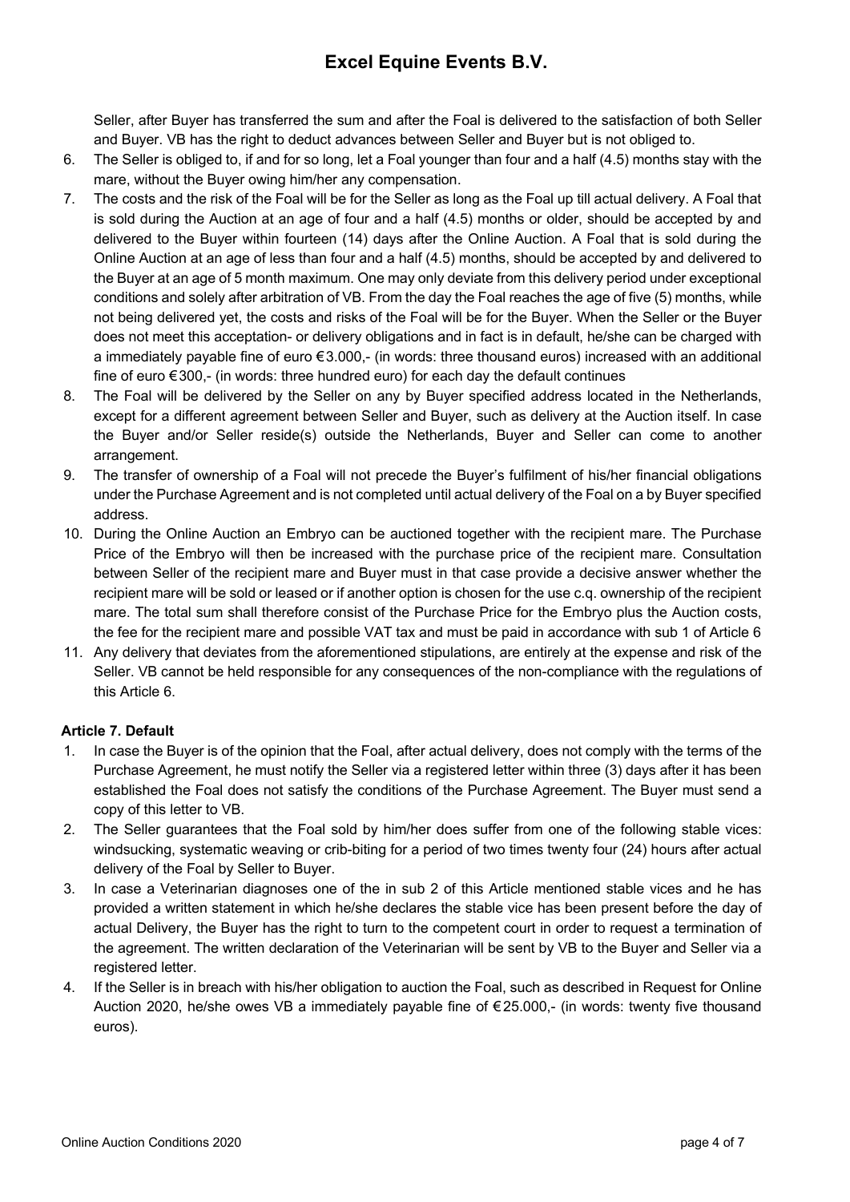Seller, after Buyer has transferred the sum and after the Foal is delivered to the satisfaction of both Seller and Buyer. VB has the right to deduct advances between Seller and Buyer but is not obliged to.

6. The Seller is obliged to, if and for so long, let a Foal younger than four and a half (4.5) months stay with the mare, without the Buyer owing him/her any compensation.
7. The costs and the risk of the Foal will be for the Seller as long as the Foal up till actual delivery. A Foal that is sold during the Auction at an age of four and a half (4.5) months or older, should be accepted by and delivered to the Buyer within fourteen (14) days after the Online Auction. A Foal that is sold during the Online Auction at an age of less than four and a half (4.5) months, should be accepted by and delivered to the Buyer at an age of 5 month maximum. One may only deviate from this delivery period under exceptional conditions and solely after arbitration of VB. From the day the Foal reaches the age of five (5) months, while not being delivered yet, the costs and risks of the Foal will be for the Buyer. When the Seller or the Buyer does not meet this acceptation- or delivery obligations and in fact is in default, he/she can be charged with a immediately payable fine of euro €3.000,- (in words: three thousand euros) increased with an additional fine of euro €300,- (in words: three hundred euro) for each day the default continues
8. The Foal will be delivered by the Seller on any by Buyer specified address located in the Netherlands, except for a different agreement between Seller and Buyer, such as delivery at the Auction itself. In case the Buyer and/or Seller reside(s) outside the Netherlands, Buyer and Seller can come to another arrangement.
9. The transfer of ownership of a Foal will not precede the Buyer's fulfilment of his/her financial obligations under the Purchase Agreement and is not completed until actual delivery of the Foal on a by Buyer specified address.
10. During the Online Auction an Embryo can be auctioned together with the recipient mare. The Purchase Price of the Embryo will then be increased with the purchase price of the recipient mare. Consultation between Seller of the recipient mare and Buyer must in that case provide a decisive answer whether the recipient mare will be sold or leased or if another option is chosen for the use c.q. ownership of the recipient mare. The total sum shall therefore consist of the Purchase Price for the Embryo plus the Auction costs, the fee for the recipient mare and possible VAT tax and must be paid in accordance with sub 1 of Article 6
11. Any delivery that deviates from the aforementioned stipulations, are entirely at the expense and risk of the Seller. VB cannot be held responsible for any consequences of the non-compliance with the regulations of this Article 6.

**Article 7. Default**

1. In case the Buyer is of the opinion that the Foal, after actual delivery, does not comply with the terms of the Purchase Agreement, he must notify the Seller via a registered letter within three (3) days after it has been established the Foal does not satisfy the conditions of the Purchase Agreement. The Buyer must send a copy of this letter to VB.
2. The Seller guarantees that the Foal sold by him/her does suffer from one of the following stable vices: windsucking, systematic weaving or crib-biting for a period of two times twenty four (24) hours after actual delivery of the Foal by Seller to Buyer.
3. In case a Veterinarian diagnoses one of the in sub 2 of this Article mentioned stable vices and he has provided a written statement in which he/she declares the stable vice has been present before the day of actual Delivery, the Buyer has the right to turn to the competent court in order to request a termination of the agreement. The written declaration of the Veterinarian will be sent by VB to the Buyer and Seller via a registered letter.
4. If the Seller is in breach with his/her obligation to auction the Foal, such as described in Request for Online Auction 2020, he/she owes VB a immediately payable fine of €25.000,- (in words: twenty five thousand euros).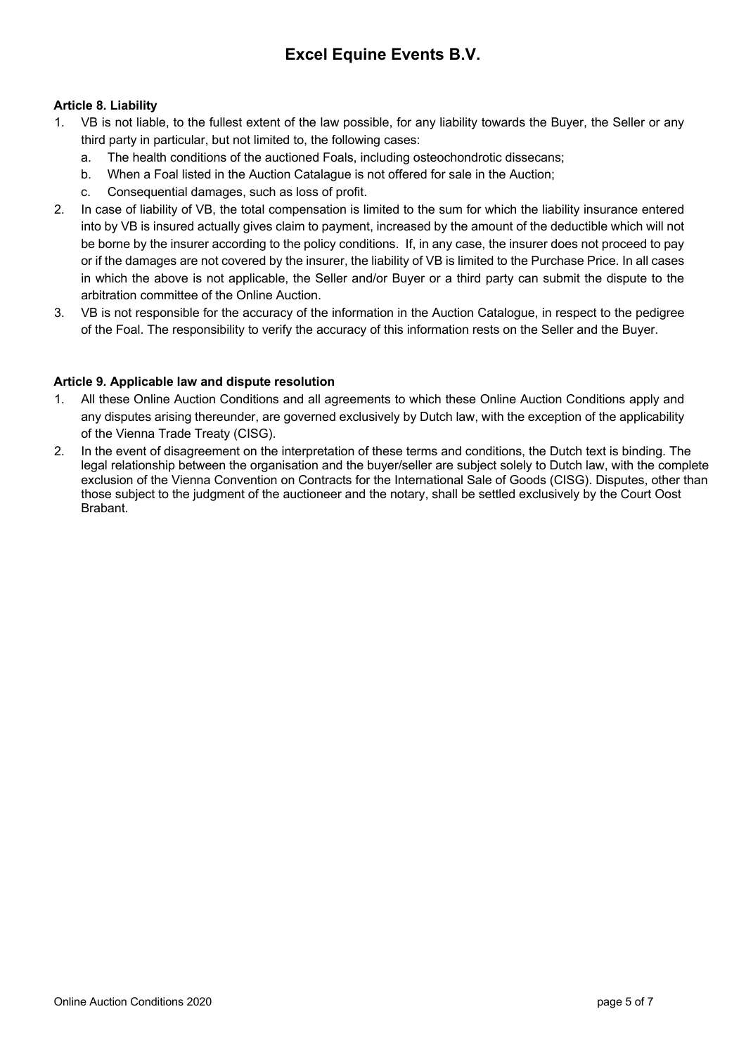**Article 8. Liability**

1. VB is not liable, to the fullest extent of the law possible, for any liability towards the Buyer, the Seller or any third party in particular, but not limited to, the following cases:
   a. The health conditions of the auctioned Foals, including osteochondrotic dissecans;
   b. When a Foal listed in the Auction Catalague is not offered for sale in the Auction;
   c. Consequential damages, such as loss of profit.
2. In case of liability of VB, the total compensation is limited to the sum for which the liability insurance entered into by VB is insured actually gives claim to payment, increased by the amount of the deductible which will not be borne by the insurer according to the policy conditions. If, in any case, the insurer does not proceed to pay or if the damages are not covered by the insurer, the liability of VB is limited to the Purchase Price. In all cases in which the above is not applicable, the Seller and/or Buyer or a third party can submit the dispute to the arbitration committee of the Online Auction.
3. VB is not responsible for the accuracy of the information in the Auction Catalogue, in respect to the pedigree of the Foal. The responsibility to verify the accuracy of this information rests on the Seller and the Buyer.

**Article 9. Applicable law and dispute resolution**

1. All these Online Auction Conditions and all agreements to which these Online Auction Conditions apply and any disputes arising thereunder, are governed exclusively by Dutch law, with the exception of the applicability of the Vienna Trade Treaty (CISG).
2. In the event of disagreement on the interpretation of these terms and conditions, the Dutch text is binding. The legal relationship between the organisation and the buyer/seller are subject solely to Dutch law, with the complete exclusion of the Vienna Convention on Contracts for the International Sale of Goods (CISG). Disputes, other than those subject to the judgment of the auctioneer and the notary, shall be settled exclusively by the Court Oost Brabant.